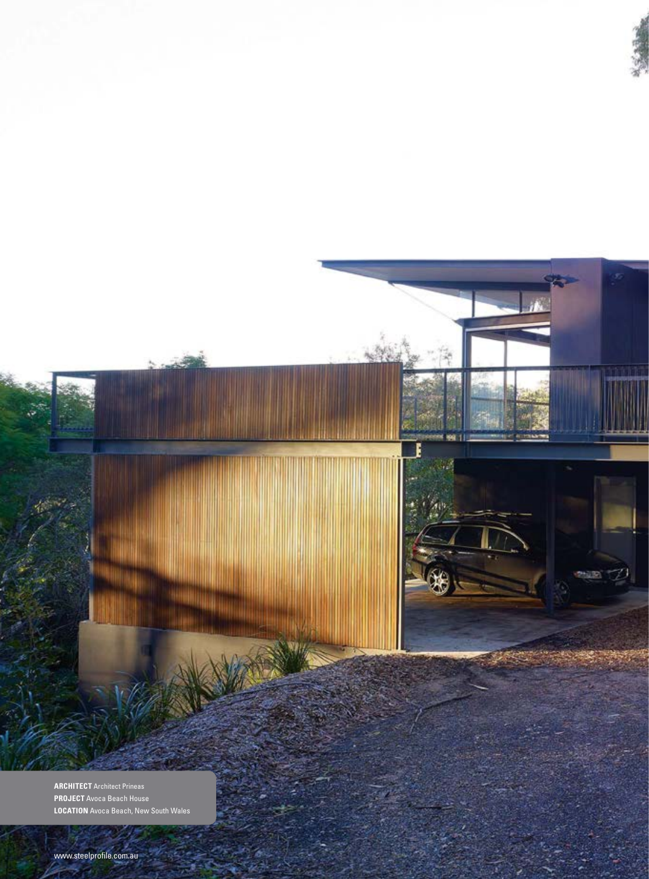**ARCHITECT** Architect Prineas
**PROJECT** Avoca Beach House
**LOCATION** Avoca Beach, New South Wales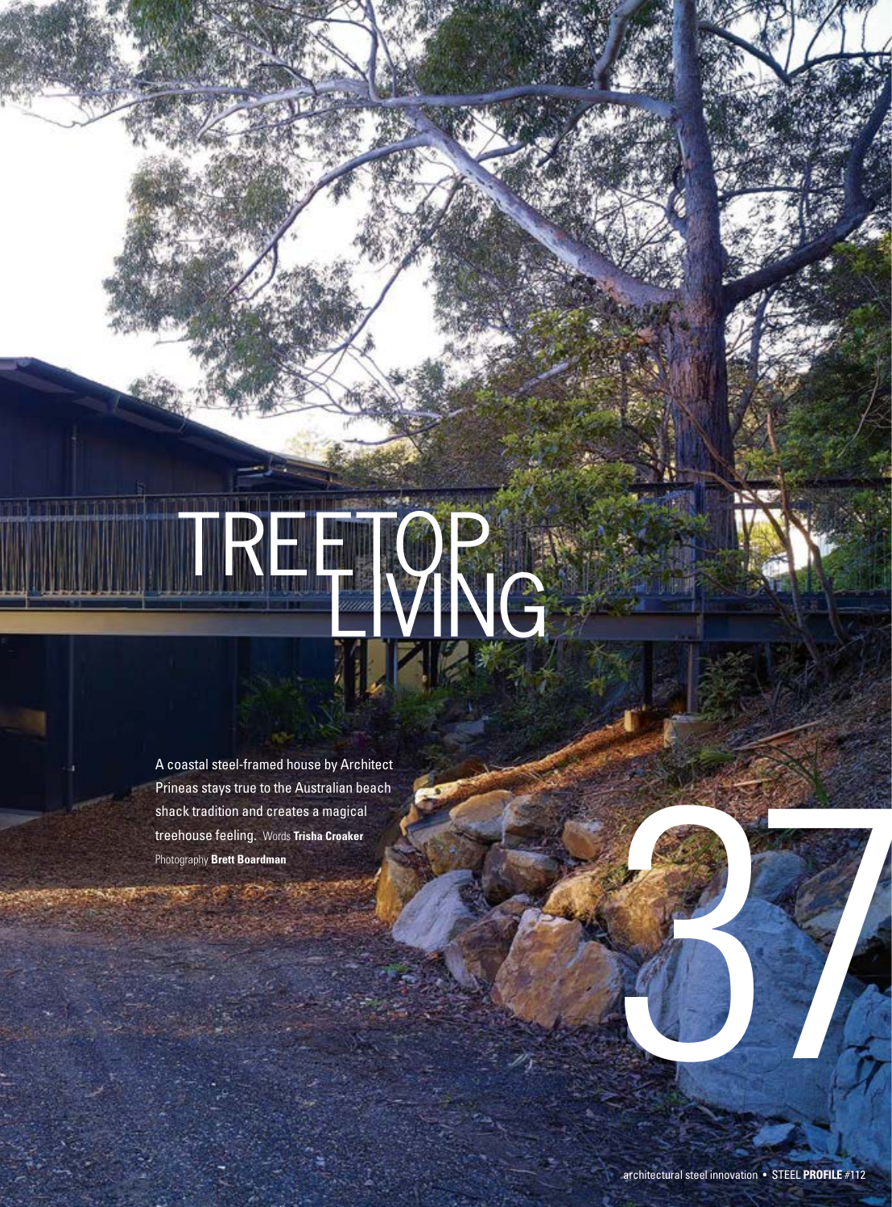# TREETOP LIVING

A coastal steel-framed house by Architect Prineas stays true to the Australian beach shack tradition and creates a magical treehouse feeling. Words **Trisha Croaker**

Photography **Brett Boardman**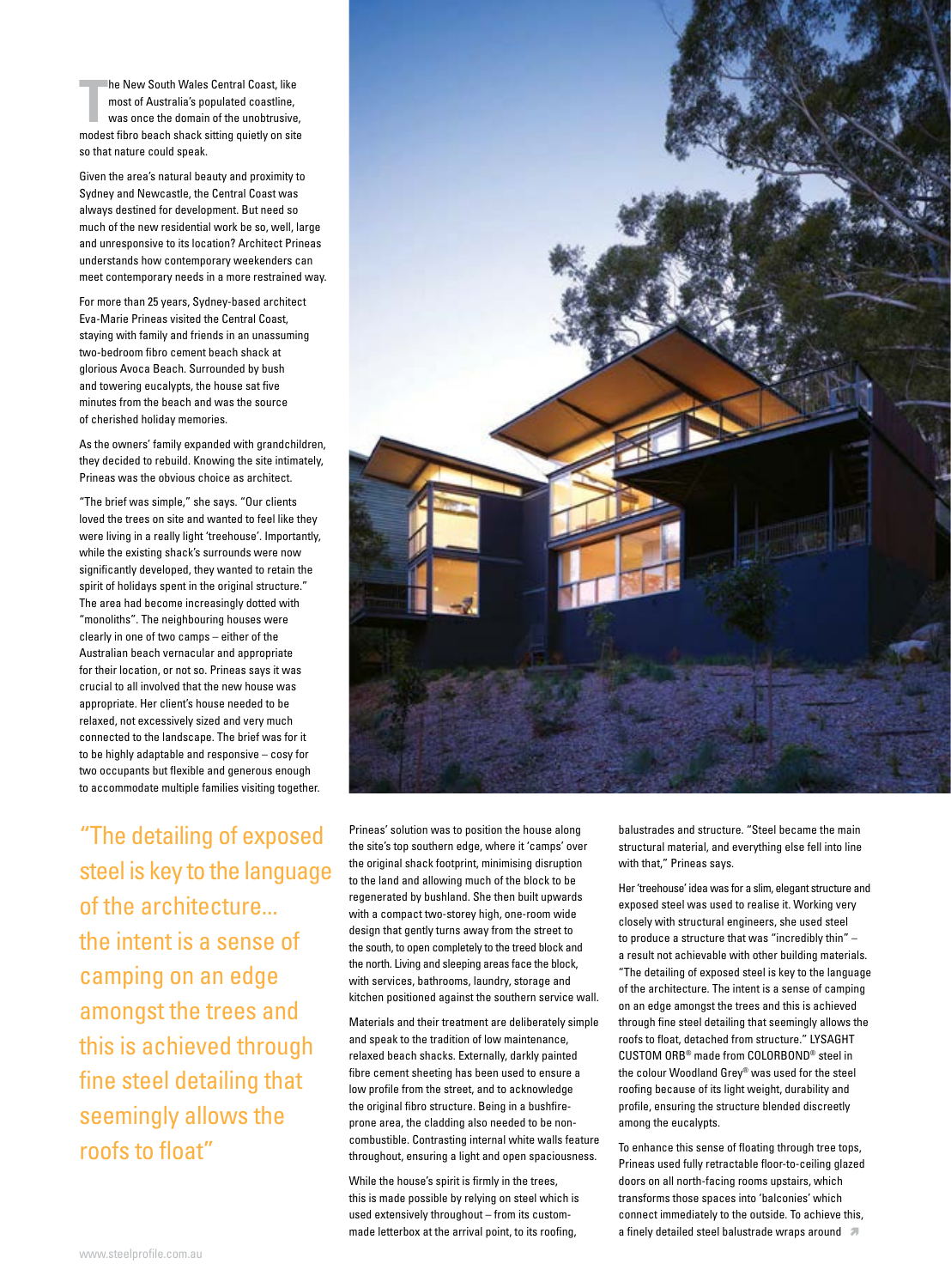The New South Wales Central Coast, like most of Australia's populated coastline, was once the domain of the unobtrusive, modest fibro beach shack sitting quietly on site so that nature could speak.

Given the area's natural beauty and proximity to Sydney and Newcastle, the Central Coast was always destined for development. But need so much of the new residential work be so, well, large and unresponsive to its location? Architect Prineas understands how contemporary weekenders can meet contemporary needs in a more restrained way.

For more than 25 years, Sydney-based architect Eva-Marie Prineas visited the Central Coast, staying with family and friends in an unassuming two-bedroom fibro cement beach shack at glorious Avoca Beach. Surrounded by bush and towering eucalypts, the house sat five minutes from the beach and was the source of cherished holiday memories.

As the owners' family expanded with grandchildren, they decided to rebuild. Knowing the site intimately, Prineas was the obvious choice as architect.

"The brief was simple," she says. "Our clients loved the trees on site and wanted to feel like they were living in a really light 'treehouse'. Importantly, while the existing shack's surrounds were now significantly developed, they wanted to retain the spirit of holidays spent in the original structure." The area had become increasingly dotted with "monoliths". The neighbouring houses were clearly in one of two camps – either of the Australian beach vernacular and appropriate for their location, or not so. Prineas says it was crucial to all involved that the new house was appropriate. Her client's house needed to be relaxed, not excessively sized and very much connected to the landscape. The brief was for it to be highly adaptable and responsive – cosy for two occupants but flexible and generous enough to accommodate multiple families visiting together.

> "The detailing of exposed steel is key to the language of the architecture... the intent is a sense of camping on an edge amongst the trees and this is achieved through fine steel detailing that seemingly allows the roofs to float"

Prineas' solution was to position the house along the site's top southern edge, where it 'camps' over the original shack footprint, minimising disruption to the land and allowing much of the block to be regenerated by bushland. She then built upwards with a compact two-storey high, one-room wide design that gently turns away from the street to the south, to open completely to the treed block and the north. Living and sleeping areas face the block, with services, bathrooms, laundry, storage and kitchen positioned against the southern service wall.

Materials and their treatment are deliberately simple and speak to the tradition of low maintenance, relaxed beach shacks. Externally, darkly painted fibre cement sheeting has been used to ensure a low profile from the street, and to acknowledge the original fibro structure. Being in a bushfire-prone area, the cladding also needed to be non-combustible. Contrasting internal white walls feature throughout, ensuring a light and open spaciousness.

While the house's spirit is firmly in the trees, this is made possible by relying on steel which is used extensively throughout – from its custom-made letterbox at the arrival point, to its roofing, balustrades and structure. "Steel became the main structural material, and everything else fell into line with that," Prineas says.

Her 'treehouse' idea was for a slim, elegant structure and exposed steel was used to realise it. Working very closely with structural engineers, she used steel to produce a structure that was "incredibly thin" – a result not achievable with other building materials. "The detailing of exposed steel is key to the language of the architecture. The intent is a sense of camping on an edge amongst the trees and this is achieved through fine steel detailing that seemingly allows the roofs to float, detached from structure." LYSAGHT CUSTOM ORB® made from COLORBOND® steel in the colour Woodland Grey® was used for the steel roofing because of its light weight, durability and profile, ensuring the structure blended discreetly among the eucalypts.

To enhance this sense of floating through tree tops, Prineas used fully retractable floor-to-ceiling glazed doors on all north-facing rooms upstairs, which transforms those spaces into 'balconies' which connect immediately to the outside. To achieve this, a finely detailed steel balustrade wraps around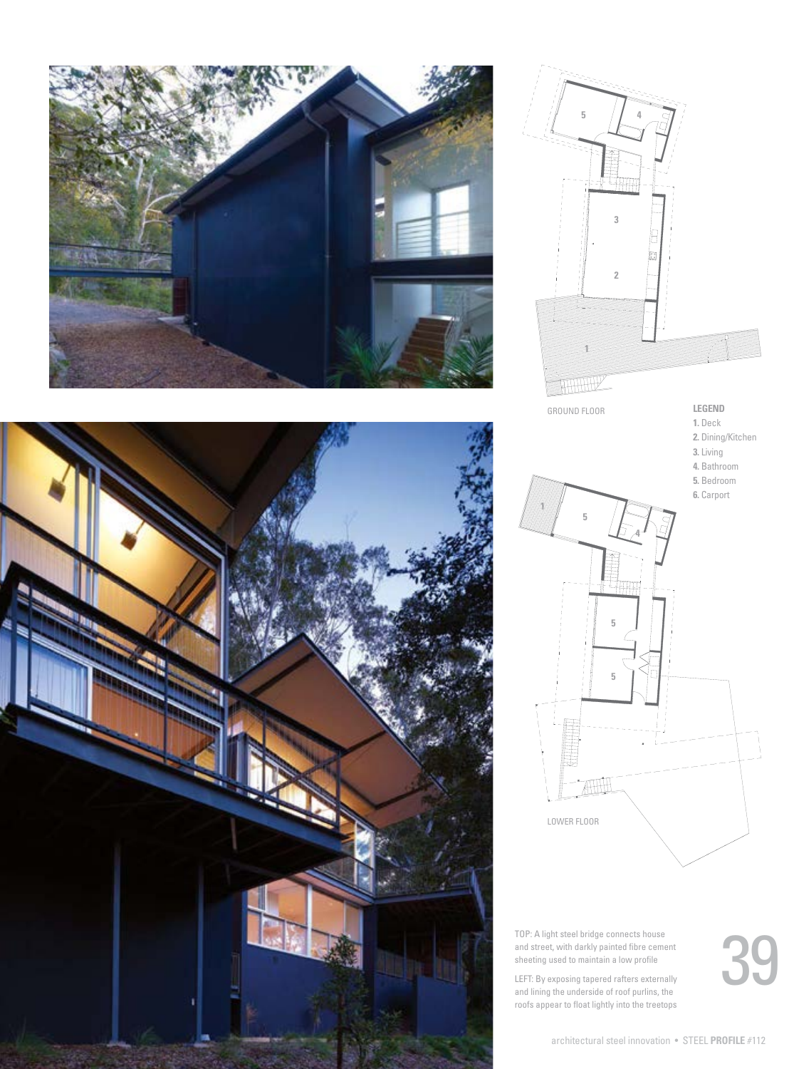GROUND FLOOR

LOWER FLOOR

**LEGEND**

1. Deck
2. Dining/Kitchen
3. Living
4. Bathroom
5. Bedroom
6. Carport

TOP: A light steel bridge connects house and street, with darkly painted fibre cement sheeting used to maintain a low profile

LEFT: By exposing tapered rafters externally and lining the underside of roof purlins, the roofs appear to float lightly into the treetops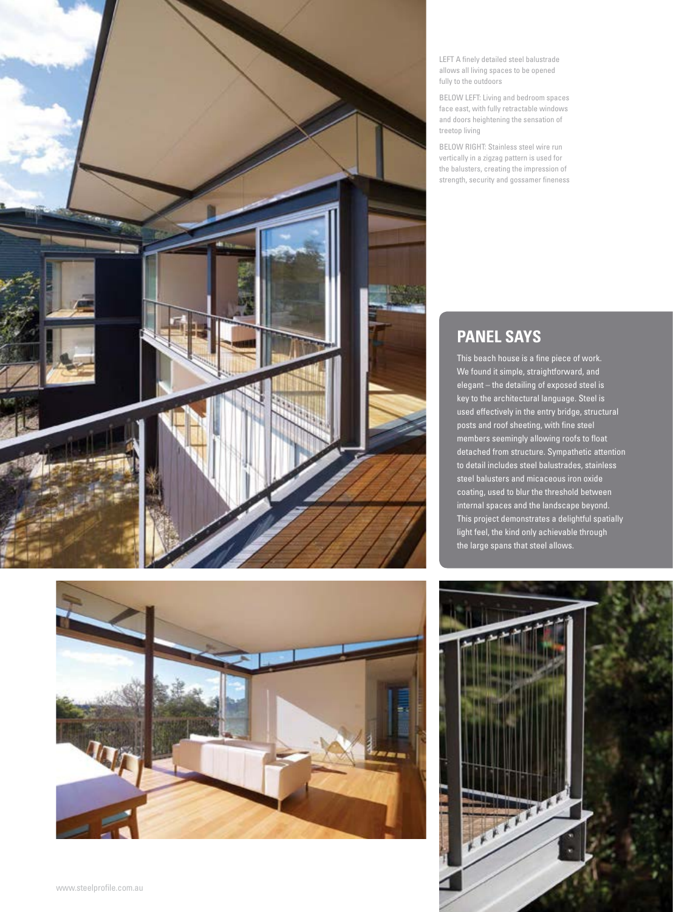LEFT A finely detailed steel balustrade allows all living spaces to be opened fully to the outdoors

BELOW LEFT: Living and bedroom spaces face east, with fully retractable windows and doors heightening the sensation of treetop living

BELOW RIGHT: Stainless steel wire run vertically in a zigzag pattern is used for the balusters, creating the impression of strength, security and gossamer fineness

## PANEL SAYS

This beach house is a fine piece of work. We found it simple, straightforward, and elegant – the detailing of exposed steel is key to the architectural language. Steel is used effectively in the entry bridge, structural posts and roof sheeting, with fine steel members seemingly allowing roofs to float detached from structure. Sympathetic attention to detail includes steel balustrades, stainless steel balusters and micaceous iron oxide coating, used to blur the threshold between internal spaces and the landscape beyond. This project demonstrates a delightful spatially light feel, the kind only achievable through the large spans that steel allows.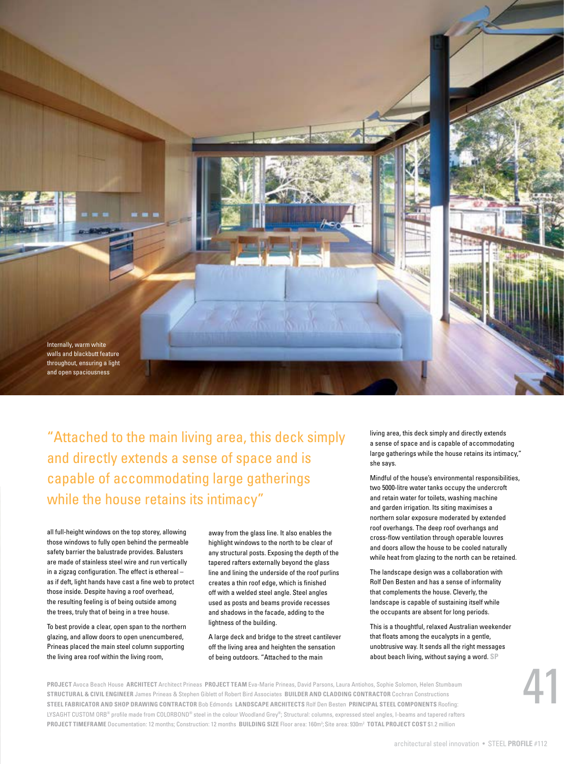Internally, warm white walls and blackbutt feature throughout, ensuring a light and open spaciousness

> "Attached to the main living area, this deck simply and directly extends a sense of space and is capable of accommodating large gatherings while the house retains its intimacy"

all full-height windows on the top storey, allowing those windows to fully open behind the permeable safety barrier the balustrade provides. Balusters are made of stainless steel wire and run vertically in a zigzag configuration. The effect is ethereal – as if deft, light hands have cast a fine web to protect those inside. Despite having a roof overhead, the resulting feeling is of being outside among the trees, truly that of being in a tree house.

To best provide a clear, open span to the northern glazing, and allow doors to open unencumbered, Prineas placed the main steel column supporting the living area roof within the living room, away from the glass line. It also enables the highlight windows to the north to be clear of any structural posts. Exposing the depth of the tapered rafters externally beyond the glass line and lining the underside of the roof purlins creates a thin roof edge, which is finished off with a welded steel angle. Steel angles used as posts and beams provide recesses and shadows in the facade, adding to the lightness of the building.

A large deck and bridge to the street cantilever off the living area and heighten the sensation of being outdoors. "Attached to the main living area, this deck simply and directly extends a sense of space and is capable of accommodating large gatherings while the house retains its intimacy," she says.

Mindful of the house's environmental responsibilities, two 5000-litre water tanks occupy the undercroft and retain water for toilets, washing machine and garden irrigation. Its siting maximises a northern solar exposure moderated by extended roof overhangs. The deep roof overhangs and cross-flow ventilation through operable louvres and doors allow the house to be cooled naturally while heat from glazing to the north can be retained.

The landscape design was a collaboration with Rolf Den Besten and has a sense of informality that complements the house. Cleverly, the landscape is capable of sustaining itself while the occupants are absent for long periods.

This is a thoughtful, relaxed Australian weekender that floats among the eucalypts in a gentle, unobtrusive way. It sends all the right messages about beach living, without saying a word. **SP**

**PROJECT** Avoca Beach House **ARCHITECT** Architect Prineas **PROJECT TEAM** Eva-Marie Prineas, David Parsons, Laura Antiohos, Sophie Solomon, Helen Stumbaum **STRUCTURAL & CIVIL ENGINEER** James Prineas & Stephen Giblett of Robert Bird Associates **BUILDER AND CLADDING CONTRACTOR** Cochran Constructions **STEEL FABRICATOR AND SHOP DRAWING CONTRACTOR** Bob Edmonds **LANDSCAPE ARCHITECTS** Rolf Den Besten **PRINCIPAL STEEL COMPONENTS** Roofing: LYSAGHT CUSTOM ORB® profile made from COLORBOND® steel in the colour Woodland Grey®; Structural: columns, expressed steel angles, I-beams and tapered rafters **PROJECT TIMEFRAME** Documentation: 12 months; Construction: 12 months **BUILDING SIZE** Floor area: 160m²; Site area: 930m² **TOTAL PROJECT COST** $1.2 million